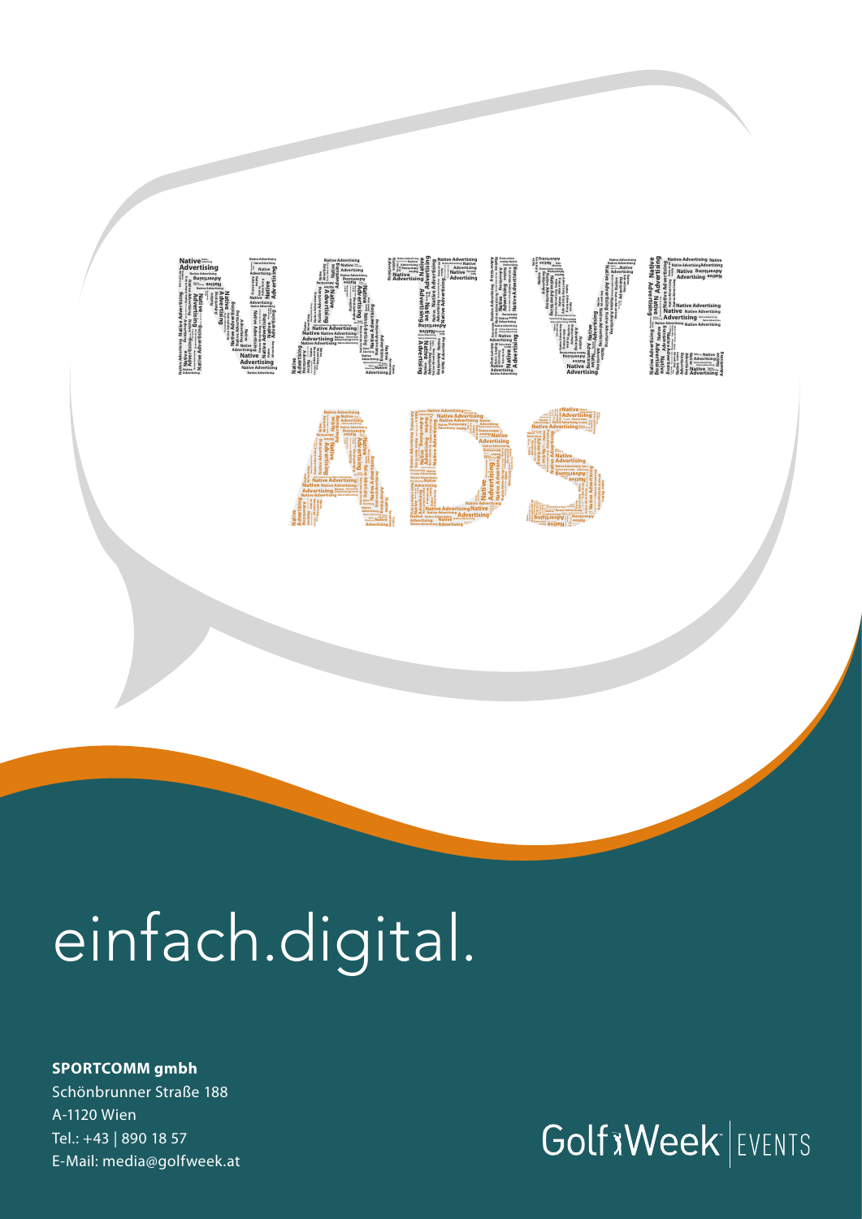# NATIVE ADS

# einfach.digital.

**SPORTCOMM gmbh**
Schönbrunner Straße 188
A-1120 Wien
Tel.: +43 | 890 18 57
E-Mail: media@golfweek.at

GolfWeek EVENTS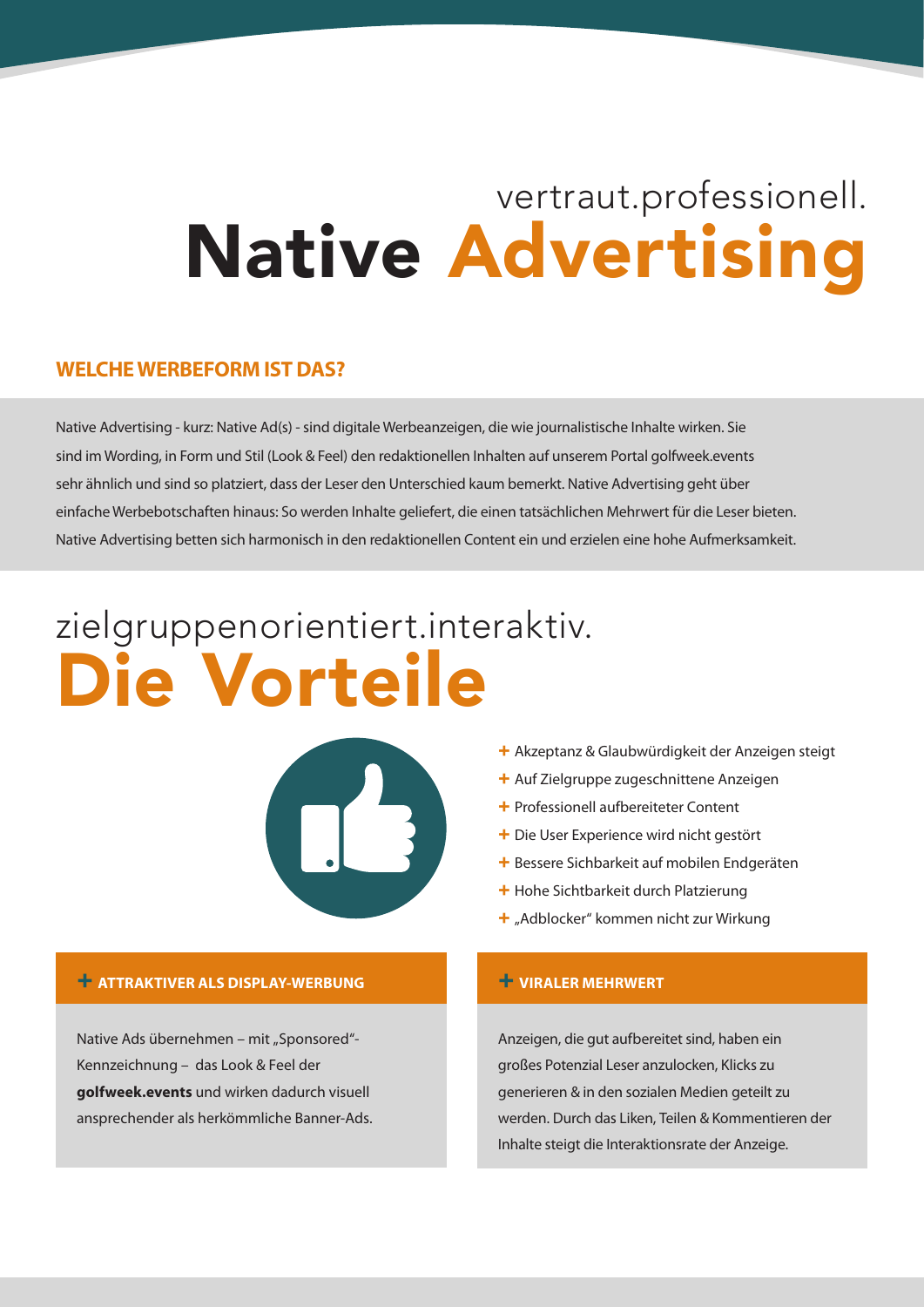vertraut.professionell.

# Native Advertising

## WELCHE WERBEFORM IST DAS?

Native Advertising - kurz: Native Ad(s) - sind digitale Werbeanzeigen, die wie journalistische Inhalte wirken. Sie sind im Wording, in Form und Stil (Look & Feel) den redaktionellen Inhalten auf unserem Portal golfweek.events sehr ähnlich und sind so platziert, dass der Leser den Unterschied kaum bemerkt. Native Advertising geht über einfache Werbebotschaften hinaus: So werden Inhalte geliefert, die einen tatsächlichen Mehrwert für die Leser bieten. Native Advertising betten sich harmonisch in den redaktionellen Content ein und erzielen eine hohe Aufmerksamkeit.

zielgruppenorientiert.interaktiv.

# Die Vorteile

- Akzeptanz & Glaubwürdigkeit der Anzeigen steigt
- Auf Zielgruppe zugeschnittene Anzeigen
- Professionell aufbereiteter Content
- Die User Experience wird nicht gestört
- Bessere Sichbarkeit auf mobilen Endgeräten
- Hohe Sichtbarkeit durch Platzierung
- „Adblocker" kommen nicht zur Wirkung

### + ATTRAKTIVER ALS DISPLAY-WERBUNG

Native Ads übernehmen – mit „Sponsored"-Kennzeichnung – das Look & Feel der **golfweek.events** und wirken dadurch visuell ansprechender als herkömmliche Banner-Ads.

### + VIRALER MEHRWERT

Anzeigen, die gut aufbereitet sind, haben ein großes Potenzial Leser anzulocken, Klicks zu generieren & in den sozialen Medien geteilt zu werden. Durch das Liken, Teilen & Kommentieren der Inhalte steigt die Interaktionsrate der Anzeige.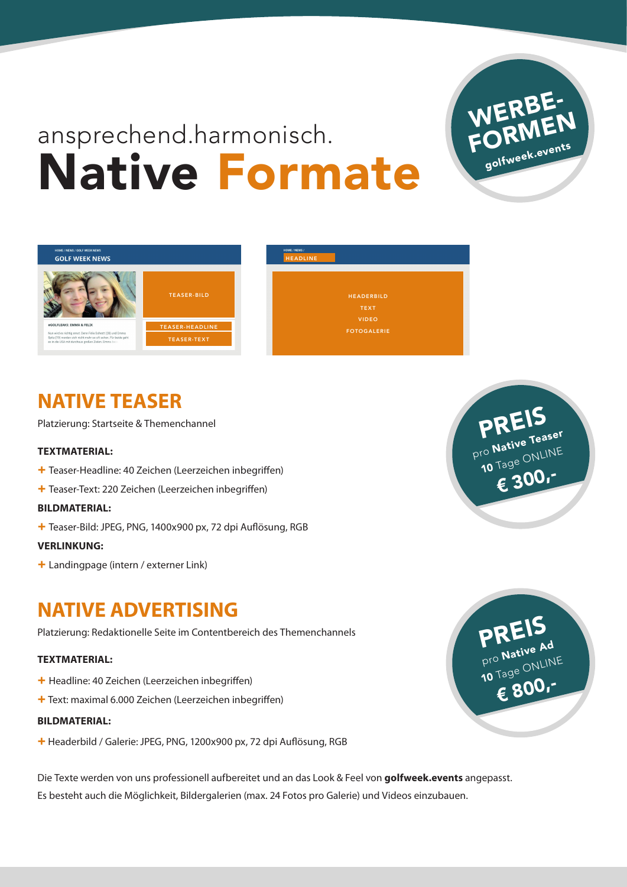ansprechend.harmonisch.

# Native Formate

WERBE-FORMEN golfweek.events

HOME / NEWS / GOLF WEEK NEWS
GOLF WEEK NEWS

TEASER-BILD

#GOLFLEAKS: EMMA & FELIX

TEASER-HEADLINE

TEASER-TEXT

HOME / NEWS /
HEADLINE

HEADERBILD
TEXT
VIDEO
FOTOGALERIE

## NATIVE TEASER

Platzierung: Startseite & Themenchannel

**TEXTMATERIAL:**

+ Teaser-Headline: 40 Zeichen (Leerzeichen inbegriffen)
+ Teaser-Text: 220 Zeichen (Leerzeichen inbegriffen)

**BILDMATERIAL:**

+ Teaser-Bild: JPEG, PNG, 1400x900 px, 72 dpi Auflösung, RGB

**VERLINKUNG:**

+ Landingpage (intern / externer Link)

**PREIS** pro **Native Teaser** **10** Tage ONLINE **€ 300,-**

## NATIVE ADVERTISING

Platzierung: Redaktionelle Seite im Contentbereich des Themenchannels

**TEXTMATERIAL:**

+ Headline: 40 Zeichen (Leerzeichen inbegriffen)
+ Text: maximal 6.000 Zeichen (Leerzeichen inbegriffen)

**BILDMATERIAL:**

+ Headerbild / Galerie: JPEG, PNG, 1200x900 px, 72 dpi Auflösung, RGB

**PREIS** pro **Native Ad** **10** Tage ONLINE **€ 800,-**

Die Texte werden von uns professionell aufbereitet und an das Look & Feel von **golfweek.events** angepasst.
Es besteht auch die Möglichkeit, Bildergalerien (max. 24 Fotos pro Galerie) und Videos einzubauen.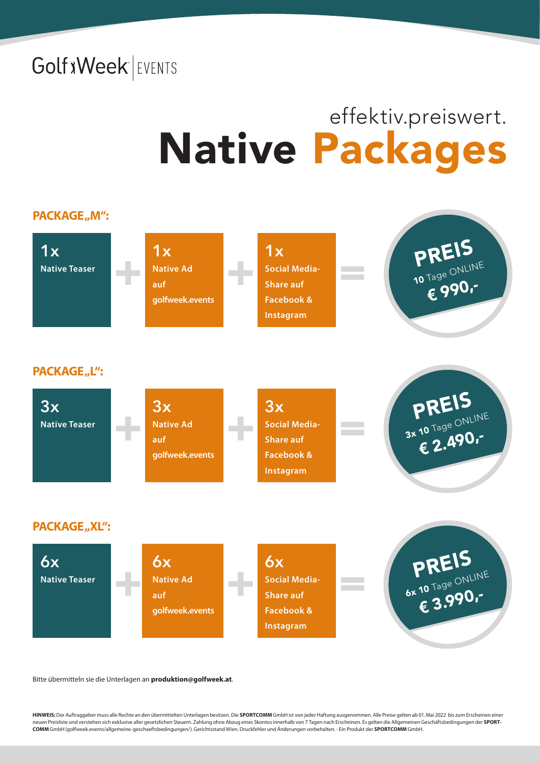Golf Week | EVENTS

effektiv.preiswert.

# Native Packages

## PACKAGE „M":

**1x Native Teaser** + **1x Native Ad auf golfweek.events** + **1x Social Media-Share auf Facebook & Instagram** =

**PREIS**
**10** Tage ONLINE
**€ 990,-**

## PACKAGE „L":

**3x Native Teaser** + **3x Native Ad auf golfweek.events** + **3x Social Media-Share auf Facebook & Instagram** =

**PREIS**
**3x 10** Tage ONLINE
**€ 2.490,-**

## PACKAGE „XL":

**6x Native Teaser** + **6x Native Ad auf golfweek.events** + **6x Social Media-Share auf Facebook & Instagram** =

**PREIS**
**6x 10** Tage ONLINE
**€ 3.990,-**

Bitte übermitteln sie die Unterlagen an **produktion@golfweek.at**.

**HINWEIS:** Der Auftraggeber muss alle Rechte an den übermittelten Unterlagen besitzen. Die **SPORTCOMM** GmbH ist von jeder Haftung ausgenommen. Alle Preise gelten ab 01. Mai 2022 bis zum Erscheinen einer neuen Preisliste und verstehen sich exklusive aller gesetzlichen Steuern. Zahlung ohne Abzug eines Skontos innerhalb von 7 Tagen nach Erscheinen. Es gelten die Allgemeinen Geschäftsbedingungen der **SPORTCOMM** GmbH (golfweek.events/allgemeine-geschaeftsbedingungen/). Gerichtsstand Wien. Druckfehler und Änderungen vorbehalten. - Ein Produkt der **SPORTCOMM** GmbH.